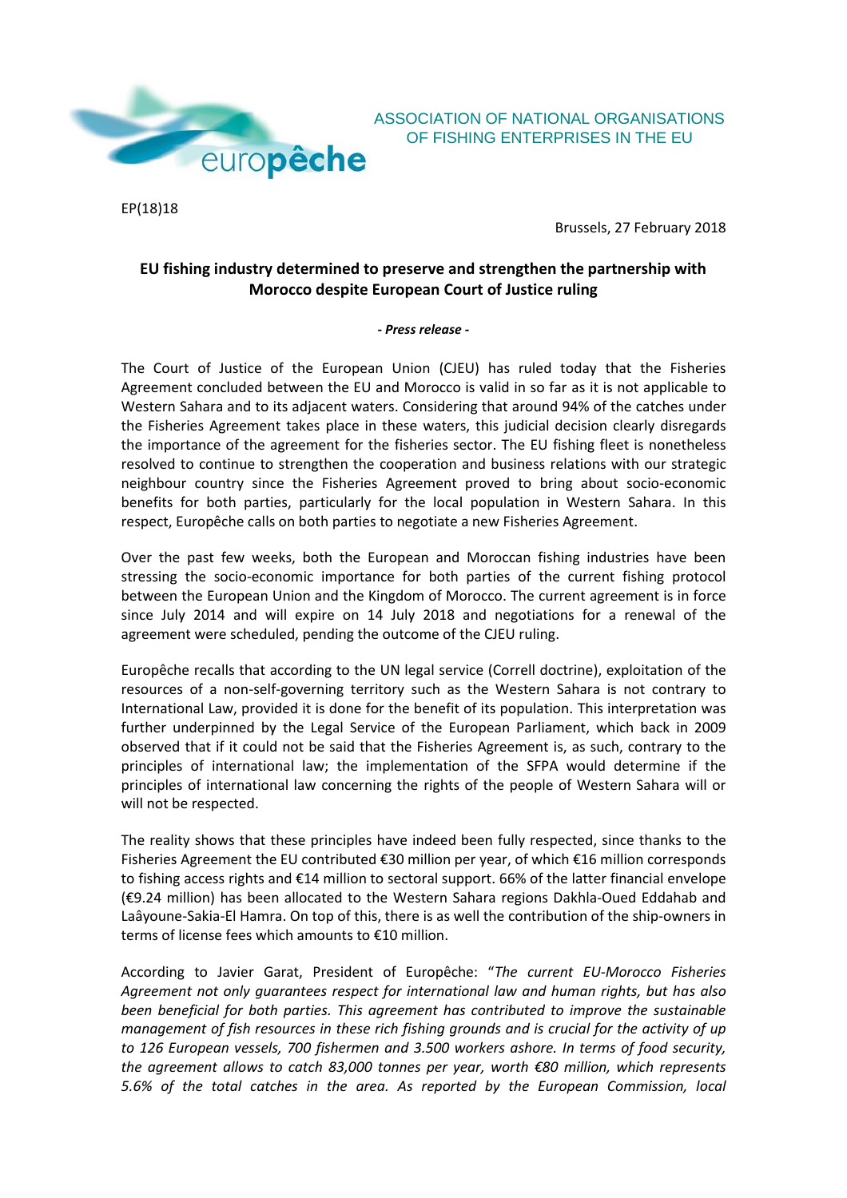ASSOCIATION OF NATIONAL ORGANISATIONS OF FISHING ENTERPRISES IN THE EU

EP(18)18

Brussels, 27 February 2018

## EU fishing industry determined to preserve and strengthen the partnership with Morocco despite European Court of Justice ruling

***- Press release -***

The Court of Justice of the European Union (CJEU) has ruled today that the Fisheries Agreement concluded between the EU and Morocco is valid in so far as it is not applicable to Western Sahara and to its adjacent waters. Considering that around 94% of the catches under the Fisheries Agreement takes place in these waters, this judicial decision clearly disregards the importance of the agreement for the fisheries sector. The EU fishing fleet is nonetheless resolved to continue to strengthen the cooperation and business relations with our strategic neighbour country since the Fisheries Agreement proved to bring about socio-economic benefits for both parties, particularly for the local population in Western Sahara. In this respect, Europêche calls on both parties to negotiate a new Fisheries Agreement.

Over the past few weeks, both the European and Moroccan fishing industries have been stressing the socio-economic importance for both parties of the current fishing protocol between the European Union and the Kingdom of Morocco. The current agreement is in force since July 2014 and will expire on 14 July 2018 and negotiations for a renewal of the agreement were scheduled, pending the outcome of the CJEU ruling.

Europêche recalls that according to the UN legal service (Correll doctrine), exploitation of the resources of a non-self-governing territory such as the Western Sahara is not contrary to International Law, provided it is done for the benefit of its population. This interpretation was further underpinned by the Legal Service of the European Parliament, which back in 2009 observed that if it could not be said that the Fisheries Agreement is, as such, contrary to the principles of international law; the implementation of the SFPA would determine if the principles of international law concerning the rights of the people of Western Sahara will or will not be respected.

The reality shows that these principles have indeed been fully respected, since thanks to the Fisheries Agreement the EU contributed €30 million per year, of which €16 million corresponds to fishing access rights and €14 million to sectoral support. 66% of the latter financial envelope (€9.24 million) has been allocated to the Western Sahara regions Dakhla-Oued Eddahab and Laâyoune-Sakia-El Hamra. On top of this, there is as well the contribution of the ship-owners in terms of license fees which amounts to €10 million.

According to Javier Garat, President of Europêche: "*The current EU-Morocco Fisheries Agreement not only guarantees respect for international law and human rights, but has also been beneficial for both parties. This agreement has contributed to improve the sustainable management of fish resources in these rich fishing grounds and is crucial for the activity of up to 126 European vessels, 700 fishermen and 3.500 workers ashore. In terms of food security, the agreement allows to catch 83,000 tonnes per year, worth €80 million, which represents 5.6% of the total catches in the area. As reported by the European Commission, local*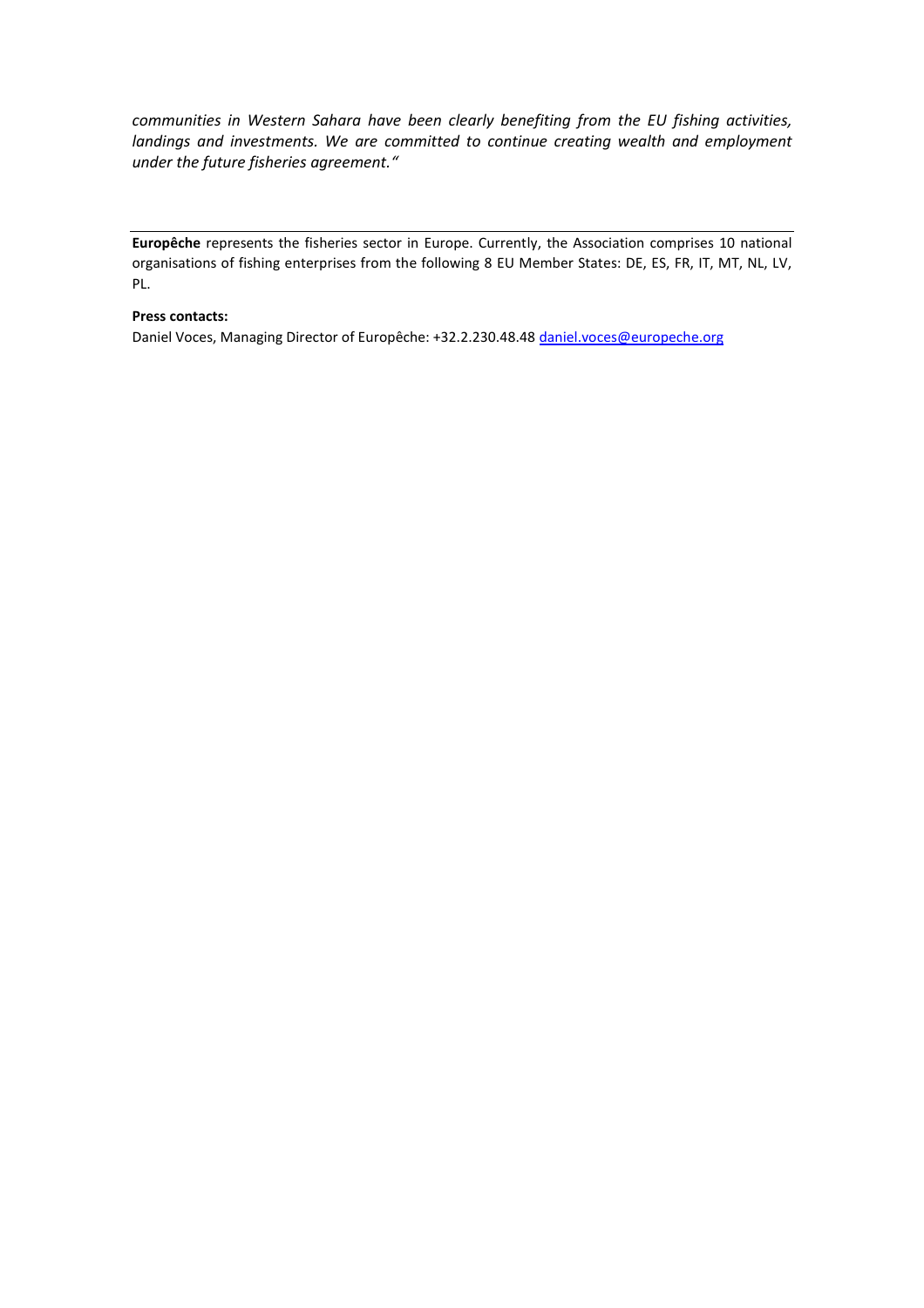*communities in Western Sahara have been clearly benefiting from the EU fishing activities, landings and investments. We are committed to continue creating wealth and employment under the future fisheries agreement."*

---

**Europêche** represents the fisheries sector in Europe. Currently, the Association comprises 10 national organisations of fishing enterprises from the following 8 EU Member States: DE, ES, FR, IT, MT, NL, LV, PL.

**Press contacts:**

Daniel Voces, Managing Director of Europêche: +32.2.230.48.48 daniel.voces@europeche.org